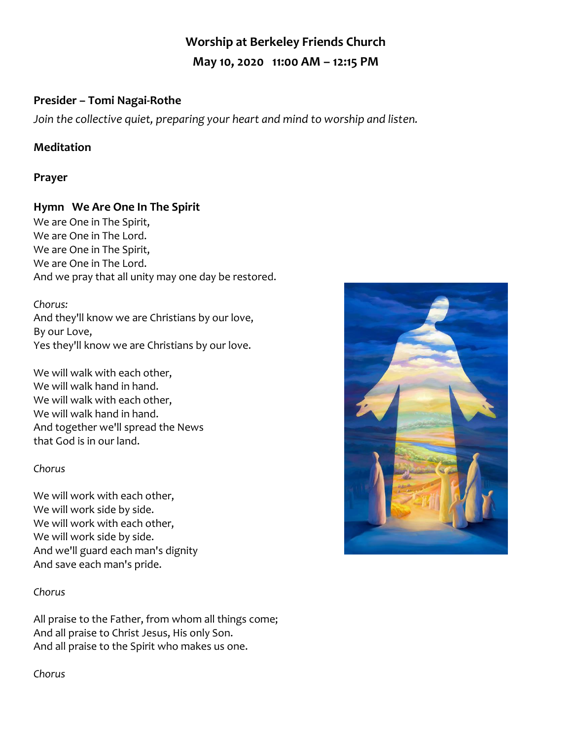# Worship at Berkeley Friends Church

## May 10, 2020   11:00 AM – 12:15 PM

**Presider – Tomi Nagai-Rothe**

*Join the collective quiet, preparing your heart and mind to worship and listen.*

**Meditation**

**Prayer**

**Hymn   We Are One In The Spirit**

We are One in The Spirit,
We are One in The Lord.
We are One in The Spirit,
We are One in The Lord.
And we pray that all unity may one day be restored.

*Chorus:*
And they'll know we are Christians by our love,
By our Love,
Yes they'll know we are Christians by our love.

We will walk with each other,
We will walk hand in hand.
We will walk with each other,
We will walk hand in hand.
And together we'll spread the News
that God is in our land.

*Chorus*

We will work with each other,
We will work side by side.
We will work with each other,
We will work side by side.
And we'll guard each man's dignity
And save each man's pride.

*Chorus*

All praise to the Father, from whom all things come;
And all praise to Christ Jesus, His only Son.
And all praise to the Spirit who makes us one.

*Chorus*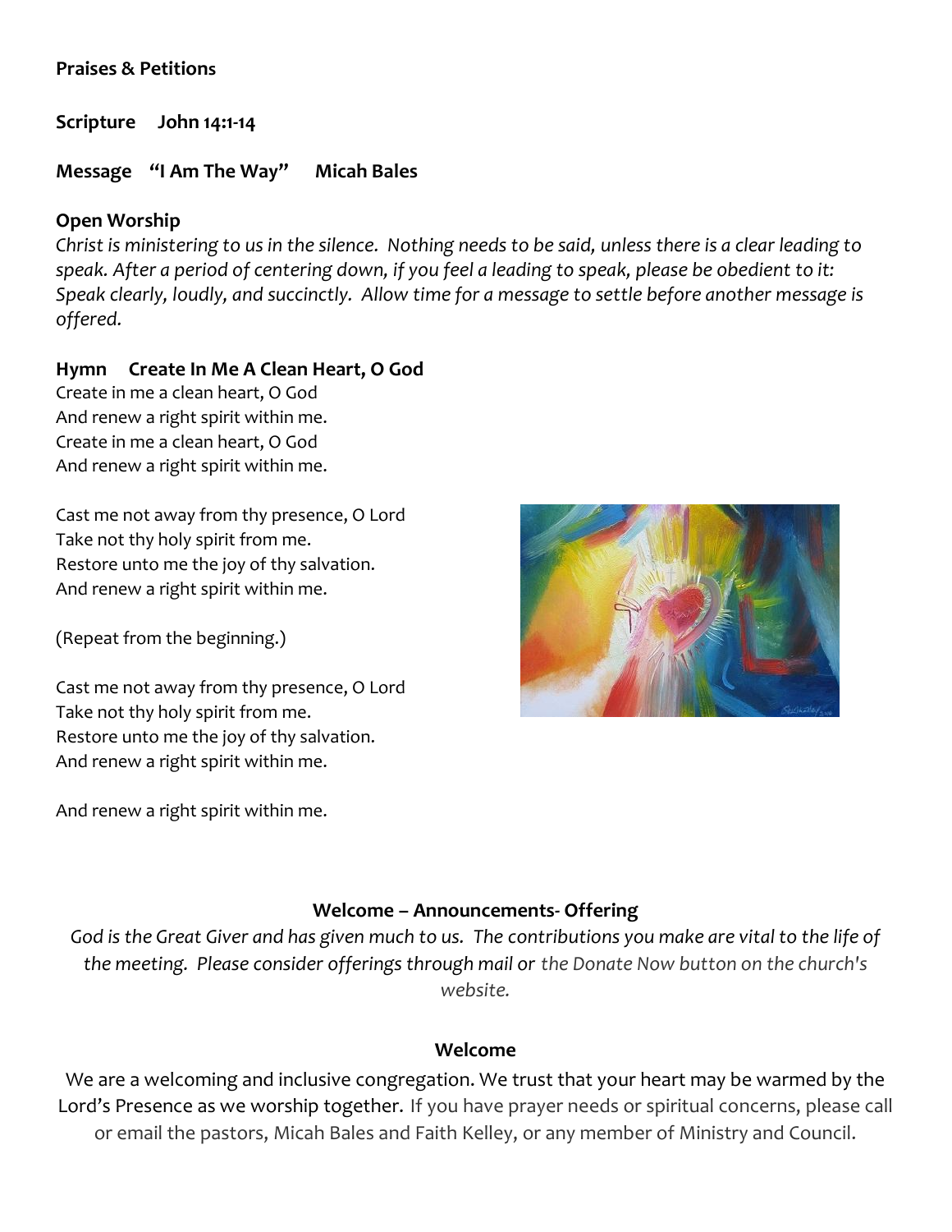**Praises & Petitions**

**Scripture John 14:1-14**

**Message "I Am The Way" Micah Bales**

**Open Worship**

*Christ is ministering to us in the silence. Nothing needs to be said, unless there is a clear leading to speak. After a period of centering down, if you feel a leading to speak, please be obedient to it: Speak clearly, loudly, and succinctly. Allow time for a message to settle before another message is offered.*

**Hymn Create In Me A Clean Heart, O God**

Create in me a clean heart, O God
And renew a right spirit within me.
Create in me a clean heart, O God
And renew a right spirit within me.

Cast me not away from thy presence, O Lord
Take not thy holy spirit from me.
Restore unto me the joy of thy salvation.
And renew a right spirit within me.

(Repeat from the beginning.)

Cast me not away from thy presence, O Lord
Take not thy holy spirit from me.
Restore unto me the joy of thy salvation.
And renew a right spirit within me.

And renew a right spirit within me.

**Welcome – Announcements- Offering**

*God is the Great Giver and has given much to us. The contributions you make are vital to the life of the meeting. Please consider offerings through mail or the Donate Now button on the church's website.*

**Welcome**

We are a welcoming and inclusive congregation. We trust that your heart may be warmed by the Lord's Presence as we worship together. If you have prayer needs or spiritual concerns, please call or email the pastors, Micah Bales and Faith Kelley, or any member of Ministry and Council.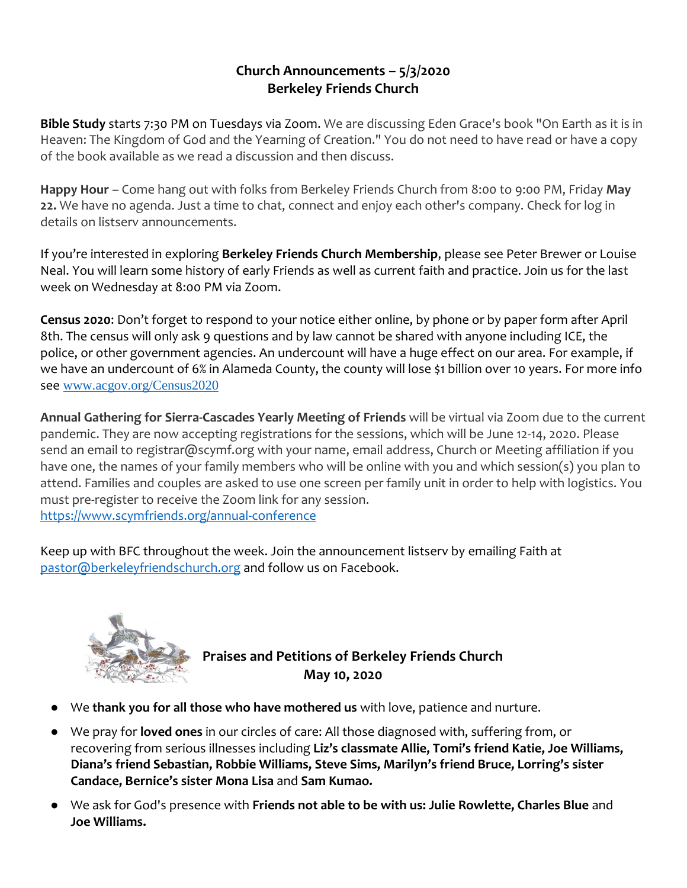**Church Announcements – 5/3/2020**
**Berkeley Friends Church**

**Bible Study** starts 7:30 PM on Tuesdays via Zoom. We are discussing Eden Grace's book "On Earth as it is in Heaven: The Kingdom of God and the Yearning of Creation." You do not need to have read or have a copy of the book available as we read a discussion and then discuss.

**Happy Hour** – Come hang out with folks from Berkeley Friends Church from 8:00 to 9:00 PM, Friday **May 22.** We have no agenda. Just a time to chat, connect and enjoy each other's company. Check for log in details on listserv announcements.

If you're interested in exploring **Berkeley Friends Church Membership**, please see Peter Brewer or Louise Neal. You will learn some history of early Friends as well as current faith and practice. Join us for the last week on Wednesday at 8:00 PM via Zoom.

**Census 2020**: Don't forget to respond to your notice either online, by phone or by paper form after April 8th. The census will only ask 9 questions and by law cannot be shared with anyone including ICE, the police, or other government agencies. An undercount will have a huge effect on our area. For example, if we have an undercount of 6% in Alameda County, the county will lose $1 billion over 10 years. For more info see www.acgov.org/Census2020

**Annual Gathering for Sierra-Cascades Yearly Meeting of Friends** will be virtual via Zoom due to the current pandemic. They are now accepting registrations for the sessions, which will be June 12-14, 2020. Please send an email to registrar@scymf.org with your name, email address, Church or Meeting affiliation if you have one, the names of your family members who will be online with you and which session(s) you plan to attend. Families and couples are asked to use one screen per family unit in order to help with logistics. You must pre-register to receive the Zoom link for any session.
https://www.scymfriends.org/annual-conference

Keep up with BFC throughout the week. Join the announcement listserv by emailing Faith at pastor@berkeleyfriendschurch.org and follow us on Facebook.

**Praises and Petitions of Berkeley Friends Church**
**May 10, 2020**

- We **thank you for all those who have mothered us** with love, patience and nurture.
- We pray for **loved ones** in our circles of care: All those diagnosed with, suffering from, or recovering from serious illnesses including **Liz's classmate Allie, Tomi's friend Katie, Joe Williams, Diana's friend Sebastian, Robbie Williams, Steve Sims, Marilyn's friend Bruce, Lorring's sister Candace, Bernice's sister Mona Lisa** and **Sam Kumao.**
- We ask for God's presence with **Friends not able to be with us: Julie Rowlette, Charles Blue** and **Joe Williams.**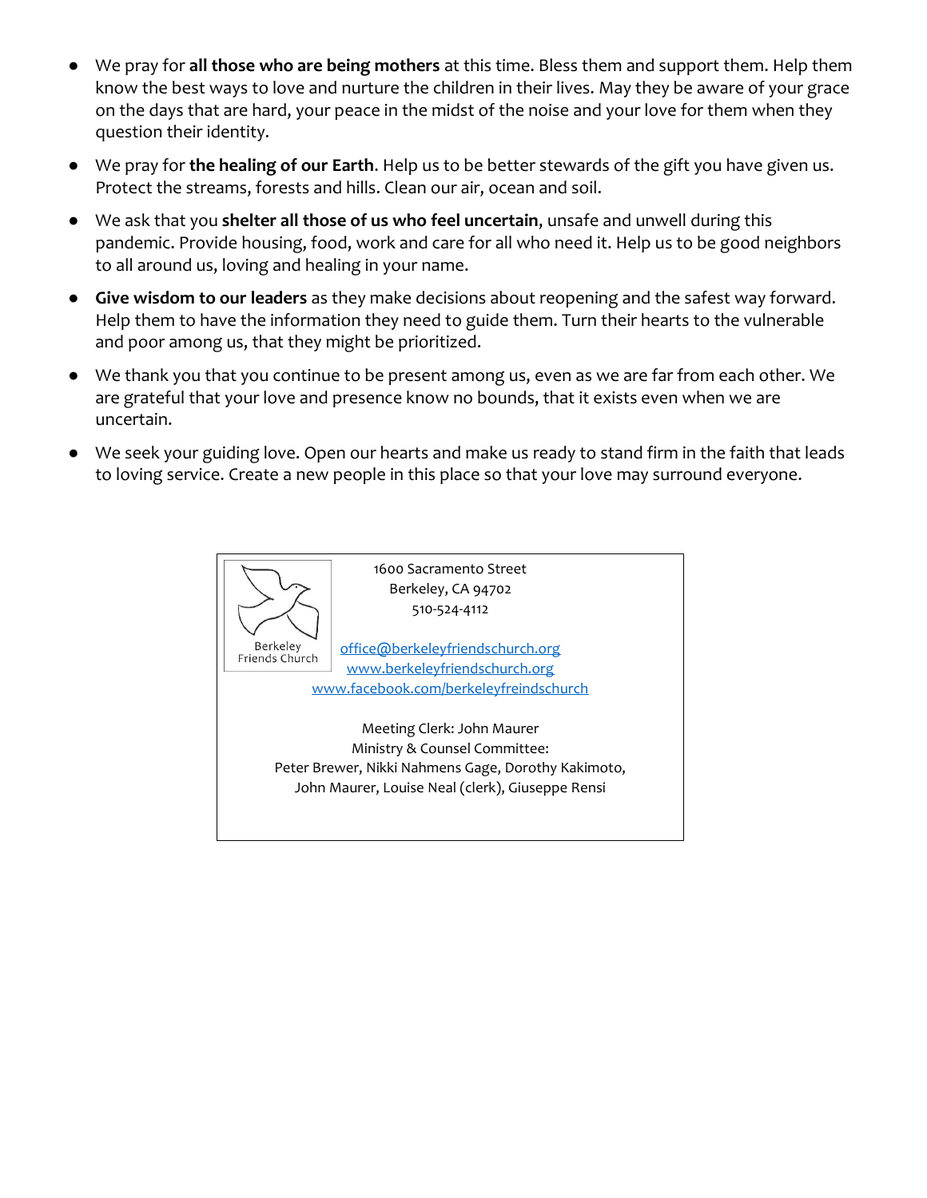- We pray for **all those who are being mothers** at this time. Bless them and support them. Help them know the best ways to love and nurture the children in their lives. May they be aware of your grace on the days that are hard, your peace in the midst of the noise and your love for them when they question their identity.
- We pray for **the healing of our Earth**. Help us to be better stewards of the gift you have given us. Protect the streams, forests and hills. Clean our air, ocean and soil.
- We ask that you **shelter all those of us who feel uncertain**, unsafe and unwell during this pandemic. Provide housing, food, work and care for all who need it. Help us to be good neighbors to all around us, loving and healing in your name.
- **Give wisdom to our leaders** as they make decisions about reopening and the safest way forward. Help them to have the information they need to guide them. Turn their hearts to the vulnerable and poor among us, that they might be prioritized.
- We thank you that you continue to be present among us, even as we are far from each other. We are grateful that your love and presence know no bounds, that it exists even when we are uncertain.
- We seek your guiding love. Open our hearts and make us ready to stand firm in the faith that leads to loving service. Create a new people in this place so that your love may surround everyone.

Berkeley Friends Church

1600 Sacramento Street
Berkeley, CA 94702
510-524-4112

office@berkeleyfriendschurch.org
www.berkeleyfriendschurch.org
www.facebook.com/berkeleyfreindschurch

Meeting Clerk: John Maurer
Ministry & Counsel Committee:
Peter Brewer, Nikki Nahmens Gage, Dorothy Kakimoto,
John Maurer, Louise Neal (clerk), Giuseppe Rensi